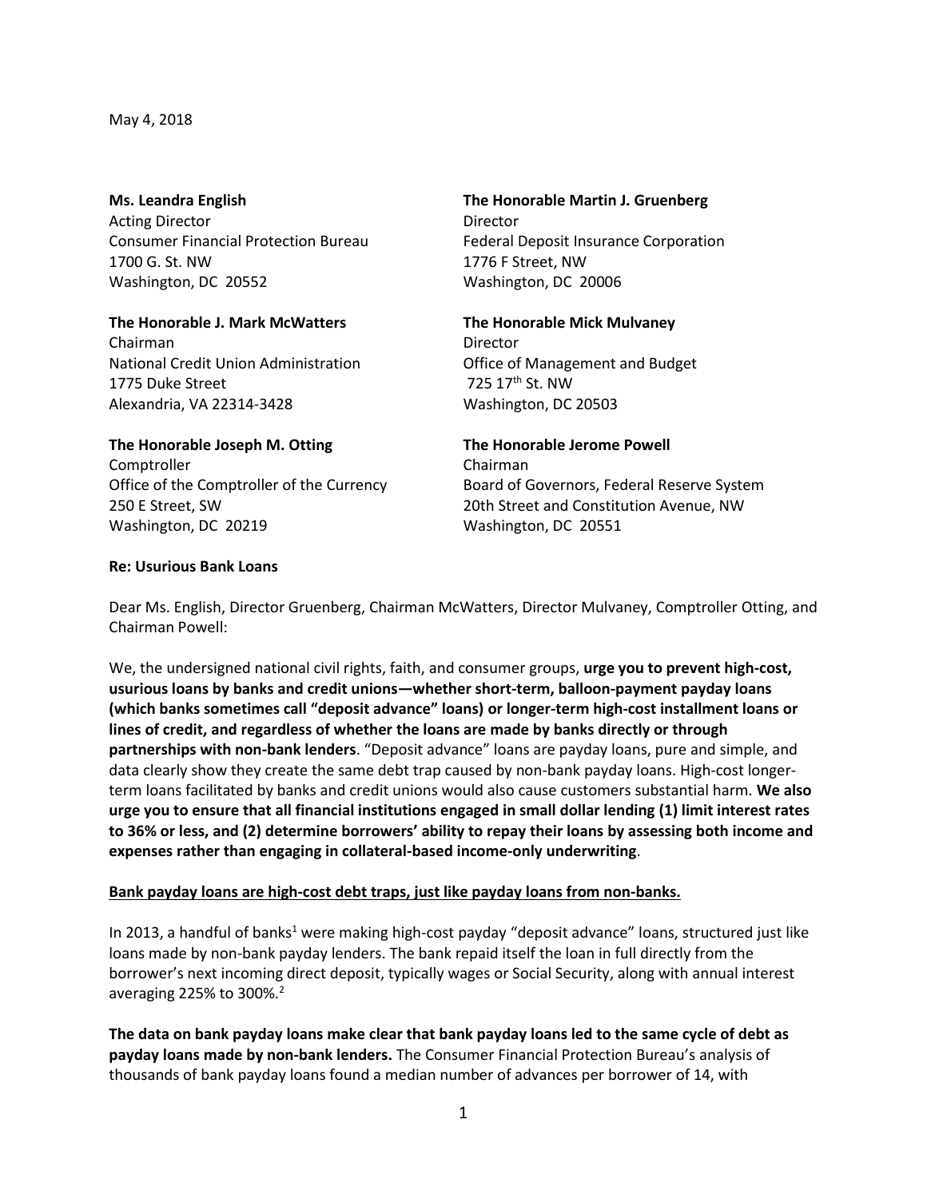May 4, 2018

**Ms. Leandra English**
Acting Director
Consumer Financial Protection Bureau
1700 G. St. NW
Washington, DC 20552

**The Honorable Martin J. Gruenberg**
Director
Federal Deposit Insurance Corporation
1776 F Street, NW
Washington, DC 20006

**The Honorable J. Mark McWatters**
Chairman
National Credit Union Administration
1775 Duke Street
Alexandria, VA 22314-3428

**The Honorable Mick Mulvaney**
Director
Office of Management and Budget
725 17th St. NW
Washington, DC 20503

**The Honorable Joseph M. Otting**
Comptroller
Office of the Comptroller of the Currency
250 E Street, SW
Washington, DC 20219

**The Honorable Jerome Powell**
Chairman
Board of Governors, Federal Reserve System
20th Street and Constitution Avenue, NW
Washington, DC 20551

**Re: Usurious Bank Loans**

Dear Ms. English, Director Gruenberg, Chairman McWatters, Director Mulvaney, Comptroller Otting, and Chairman Powell:

We, the undersigned national civil rights, faith, and consumer groups, **urge you to prevent high-cost, usurious loans by banks and credit unions—whether short-term, balloon-payment payday loans (which banks sometimes call "deposit advance" loans) or longer-term high-cost installment loans or lines of credit, and regardless of whether the loans are made by banks directly or through partnerships with non-bank lenders**. "Deposit advance" loans are payday loans, pure and simple, and data clearly show they create the same debt trap caused by non-bank payday loans. High-cost longer-term loans facilitated by banks and credit unions would also cause customers substantial harm. **We also urge you to ensure that all financial institutions engaged in small dollar lending (1) limit interest rates to 36% or less, and (2) determine borrowers' ability to repay their loans by assessing both income and expenses rather than engaging in collateral-based income-only underwriting**.

**Bank payday loans are high-cost debt traps, just like payday loans from non-banks.**

In 2013, a handful of banks[1] were making high-cost payday "deposit advance" loans, structured just like loans made by non-bank payday lenders. The bank repaid itself the loan in full directly from the borrower's next incoming direct deposit, typically wages or Social Security, along with annual interest averaging 225% to 300%.[2]

**The data on bank payday loans make clear that bank payday loans led to the same cycle of debt as payday loans made by non-bank lenders.** The Consumer Financial Protection Bureau's analysis of thousands of bank payday loans found a median number of advances per borrower of 14, with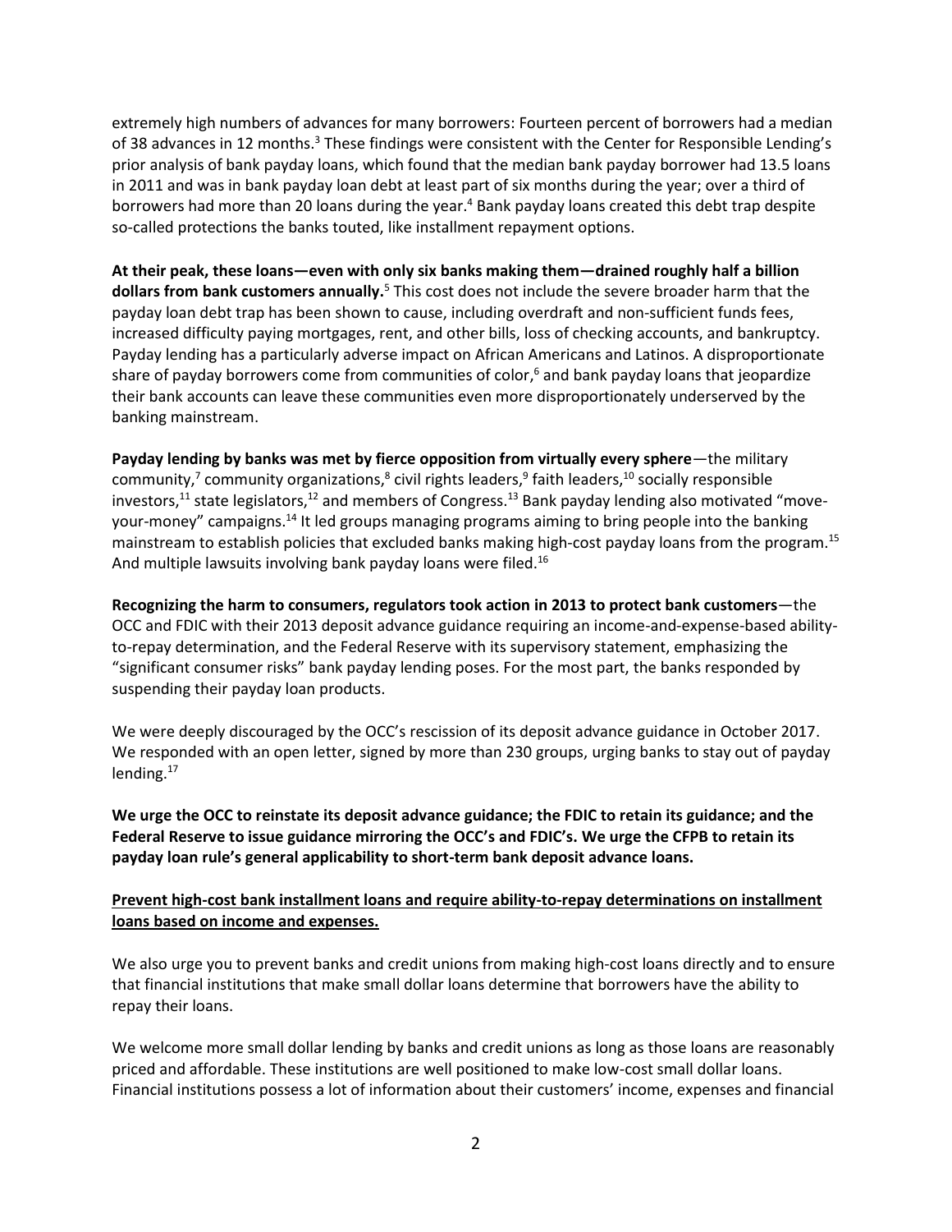extremely high numbers of advances for many borrowers: Fourteen percent of borrowers had a median of 38 advances in 12 months.[3] These findings were consistent with the Center for Responsible Lending's prior analysis of bank payday loans, which found that the median bank payday borrower had 13.5 loans in 2011 and was in bank payday loan debt at least part of six months during the year; over a third of borrowers had more than 20 loans during the year.[4] Bank payday loans created this debt trap despite so-called protections the banks touted, like installment repayment options.

**At their peak, these loans—even with only six banks making them—drained roughly half a billion dollars from bank customers annually.**[5] This cost does not include the severe broader harm that the payday loan debt trap has been shown to cause, including overdraft and non-sufficient funds fees, increased difficulty paying mortgages, rent, and other bills, loss of checking accounts, and bankruptcy. Payday lending has a particularly adverse impact on African Americans and Latinos. A disproportionate share of payday borrowers come from communities of color,[6] and bank payday loans that jeopardize their bank accounts can leave these communities even more disproportionately underserved by the banking mainstream.

**Payday lending by banks was met by fierce opposition from virtually every sphere**—the military community,[7] community organizations,[8] civil rights leaders,[9] faith leaders,[10] socially responsible investors,[11] state legislators,[12] and members of Congress.[13] Bank payday lending also motivated "move-your-money" campaigns.[14] It led groups managing programs aiming to bring people into the banking mainstream to establish policies that excluded banks making high-cost payday loans from the program.[15] And multiple lawsuits involving bank payday loans were filed.[16]

**Recognizing the harm to consumers, regulators took action in 2013 to protect bank customers**—the OCC and FDIC with their 2013 deposit advance guidance requiring an income-and-expense-based ability-to-repay determination, and the Federal Reserve with its supervisory statement, emphasizing the "significant consumer risks" bank payday lending poses. For the most part, the banks responded by suspending their payday loan products.

We were deeply discouraged by the OCC's rescission of its deposit advance guidance in October 2017. We responded with an open letter, signed by more than 230 groups, urging banks to stay out of payday lending.[17]

**We urge the OCC to reinstate its deposit advance guidance; the FDIC to retain its guidance; and the Federal Reserve to issue guidance mirroring the OCC's and FDIC's. We urge the CFPB to retain its payday loan rule's general applicability to short-term bank deposit advance loans.**

**Prevent high-cost bank installment loans and require ability-to-repay determinations on installment loans based on income and expenses.**

We also urge you to prevent banks and credit unions from making high-cost loans directly and to ensure that financial institutions that make small dollar loans determine that borrowers have the ability to repay their loans.

We welcome more small dollar lending by banks and credit unions as long as those loans are reasonably priced and affordable. These institutions are well positioned to make low-cost small dollar loans. Financial institutions possess a lot of information about their customers' income, expenses and financial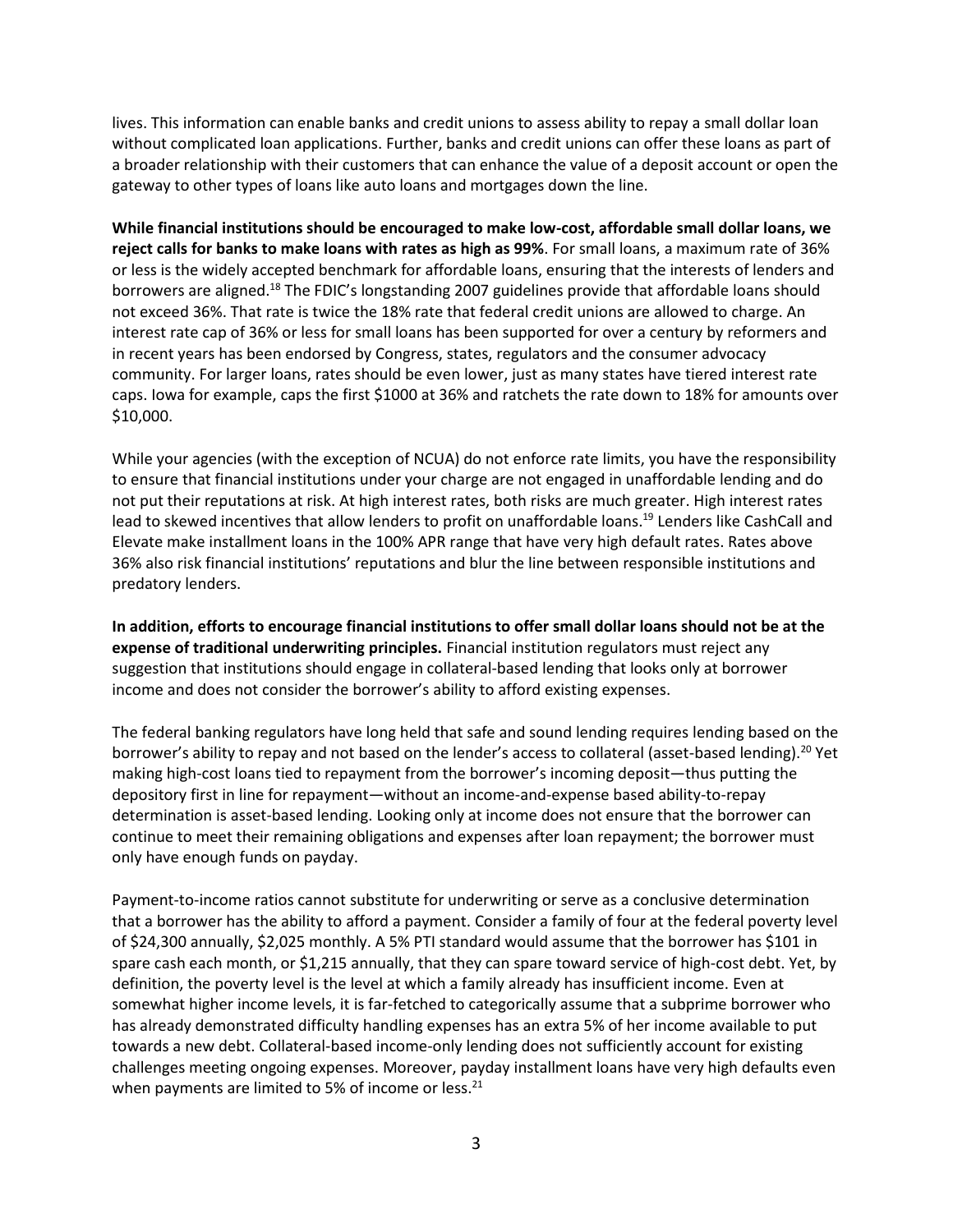lives. This information can enable banks and credit unions to assess ability to repay a small dollar loan without complicated loan applications. Further, banks and credit unions can offer these loans as part of a broader relationship with their customers that can enhance the value of a deposit account or open the gateway to other types of loans like auto loans and mortgages down the line.

**While financial institutions should be encouraged to make low-cost, affordable small dollar loans, we reject calls for banks to make loans with rates as high as 99%**. For small loans, a maximum rate of 36% or less is the widely accepted benchmark for affordable loans, ensuring that the interests of lenders and borrowers are aligned.[18] The FDIC's longstanding 2007 guidelines provide that affordable loans should not exceed 36%. That rate is twice the 18% rate that federal credit unions are allowed to charge. An interest rate cap of 36% or less for small loans has been supported for over a century by reformers and in recent years has been endorsed by Congress, states, regulators and the consumer advocacy community. For larger loans, rates should be even lower, just as many states have tiered interest rate caps. Iowa for example, caps the first $1000 at 36% and ratchets the rate down to 18% for amounts over $10,000.

While your agencies (with the exception of NCUA) do not enforce rate limits, you have the responsibility to ensure that financial institutions under your charge are not engaged in unaffordable lending and do not put their reputations at risk. At high interest rates, both risks are much greater. High interest rates lead to skewed incentives that allow lenders to profit on unaffordable loans.[19] Lenders like CashCall and Elevate make installment loans in the 100% APR range that have very high default rates. Rates above 36% also risk financial institutions' reputations and blur the line between responsible institutions and predatory lenders.

**In addition, efforts to encourage financial institutions to offer small dollar loans should not be at the expense of traditional underwriting principles.** Financial institution regulators must reject any suggestion that institutions should engage in collateral-based lending that looks only at borrower income and does not consider the borrower's ability to afford existing expenses.

The federal banking regulators have long held that safe and sound lending requires lending based on the borrower's ability to repay and not based on the lender's access to collateral (asset-based lending).[20] Yet making high-cost loans tied to repayment from the borrower's incoming deposit—thus putting the depository first in line for repayment—without an income-and-expense based ability-to-repay determination is asset-based lending. Looking only at income does not ensure that the borrower can continue to meet their remaining obligations and expenses after loan repayment; the borrower must only have enough funds on payday.

Payment-to-income ratios cannot substitute for underwriting or serve as a conclusive determination that a borrower has the ability to afford a payment. Consider a family of four at the federal poverty level of $24,300 annually, $2,025 monthly. A 5% PTI standard would assume that the borrower has $101 in spare cash each month, or $1,215 annually, that they can spare toward service of high-cost debt. Yet, by definition, the poverty level is the level at which a family already has insufficient income. Even at somewhat higher income levels, it is far-fetched to categorically assume that a subprime borrower who has already demonstrated difficulty handling expenses has an extra 5% of her income available to put towards a new debt. Collateral-based income-only lending does not sufficiently account for existing challenges meeting ongoing expenses. Moreover, payday installment loans have very high defaults even when payments are limited to 5% of income or less.[21]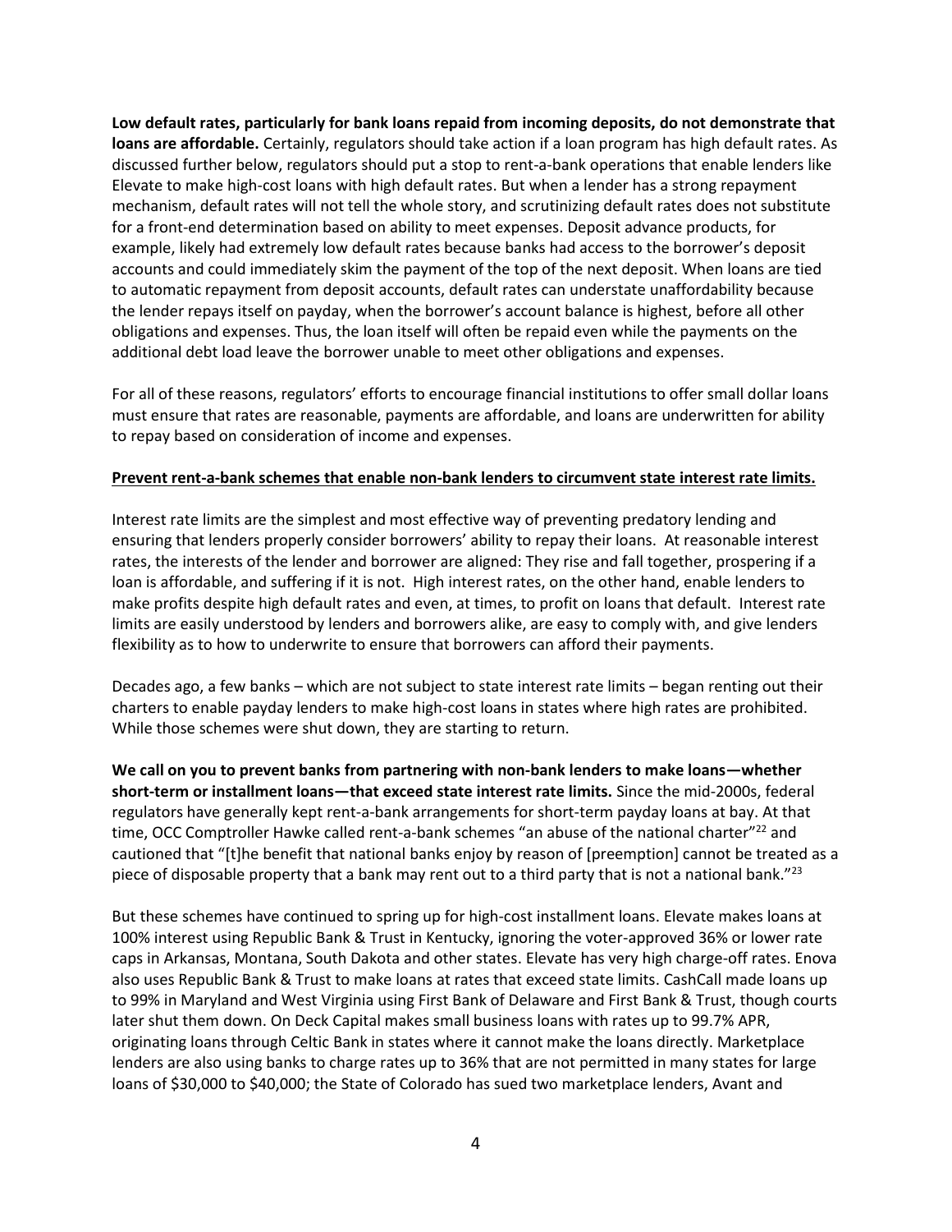**Low default rates, particularly for bank loans repaid from incoming deposits, do not demonstrate that loans are affordable.** Certainly, regulators should take action if a loan program has high default rates. As discussed further below, regulators should put a stop to rent-a-bank operations that enable lenders like Elevate to make high-cost loans with high default rates. But when a lender has a strong repayment mechanism, default rates will not tell the whole story, and scrutinizing default rates does not substitute for a front-end determination based on ability to meet expenses. Deposit advance products, for example, likely had extremely low default rates because banks had access to the borrower's deposit accounts and could immediately skim the payment of the top of the next deposit. When loans are tied to automatic repayment from deposit accounts, default rates can understate unaffordability because the lender repays itself on payday, when the borrower's account balance is highest, before all other obligations and expenses. Thus, the loan itself will often be repaid even while the payments on the additional debt load leave the borrower unable to meet other obligations and expenses.

For all of these reasons, regulators' efforts to encourage financial institutions to offer small dollar loans must ensure that rates are reasonable, payments are affordable, and loans are underwritten for ability to repay based on consideration of income and expenses.

**Prevent rent-a-bank schemes that enable non-bank lenders to circumvent state interest rate limits.**

Interest rate limits are the simplest and most effective way of preventing predatory lending and ensuring that lenders properly consider borrowers' ability to repay their loans. At reasonable interest rates, the interests of the lender and borrower are aligned: They rise and fall together, prospering if a loan is affordable, and suffering if it is not. High interest rates, on the other hand, enable lenders to make profits despite high default rates and even, at times, to profit on loans that default. Interest rate limits are easily understood by lenders and borrowers alike, are easy to comply with, and give lenders flexibility as to how to underwrite to ensure that borrowers can afford their payments.

Decades ago, a few banks – which are not subject to state interest rate limits – began renting out their charters to enable payday lenders to make high-cost loans in states where high rates are prohibited. While those schemes were shut down, they are starting to return.

**We call on you to prevent banks from partnering with non-bank lenders to make loans—whether short-term or installment loans—that exceed state interest rate limits.** Since the mid-2000s, federal regulators have generally kept rent-a-bank arrangements for short-term payday loans at bay. At that time, OCC Comptroller Hawke called rent-a-bank schemes "an abuse of the national charter"[22] and cautioned that "[t]he benefit that national banks enjoy by reason of [preemption] cannot be treated as a piece of disposable property that a bank may rent out to a third party that is not a national bank."[23]

But these schemes have continued to spring up for high-cost installment loans. Elevate makes loans at 100% interest using Republic Bank & Trust in Kentucky, ignoring the voter-approved 36% or lower rate caps in Arkansas, Montana, South Dakota and other states. Elevate has very high charge-off rates. Enova also uses Republic Bank & Trust to make loans at rates that exceed state limits. CashCall made loans up to 99% in Maryland and West Virginia using First Bank of Delaware and First Bank & Trust, though courts later shut them down. On Deck Capital makes small business loans with rates up to 99.7% APR, originating loans through Celtic Bank in states where it cannot make the loans directly. Marketplace lenders are also using banks to charge rates up to 36% that are not permitted in many states for large loans of $30,000 to $40,000; the State of Colorado has sued two marketplace lenders, Avant and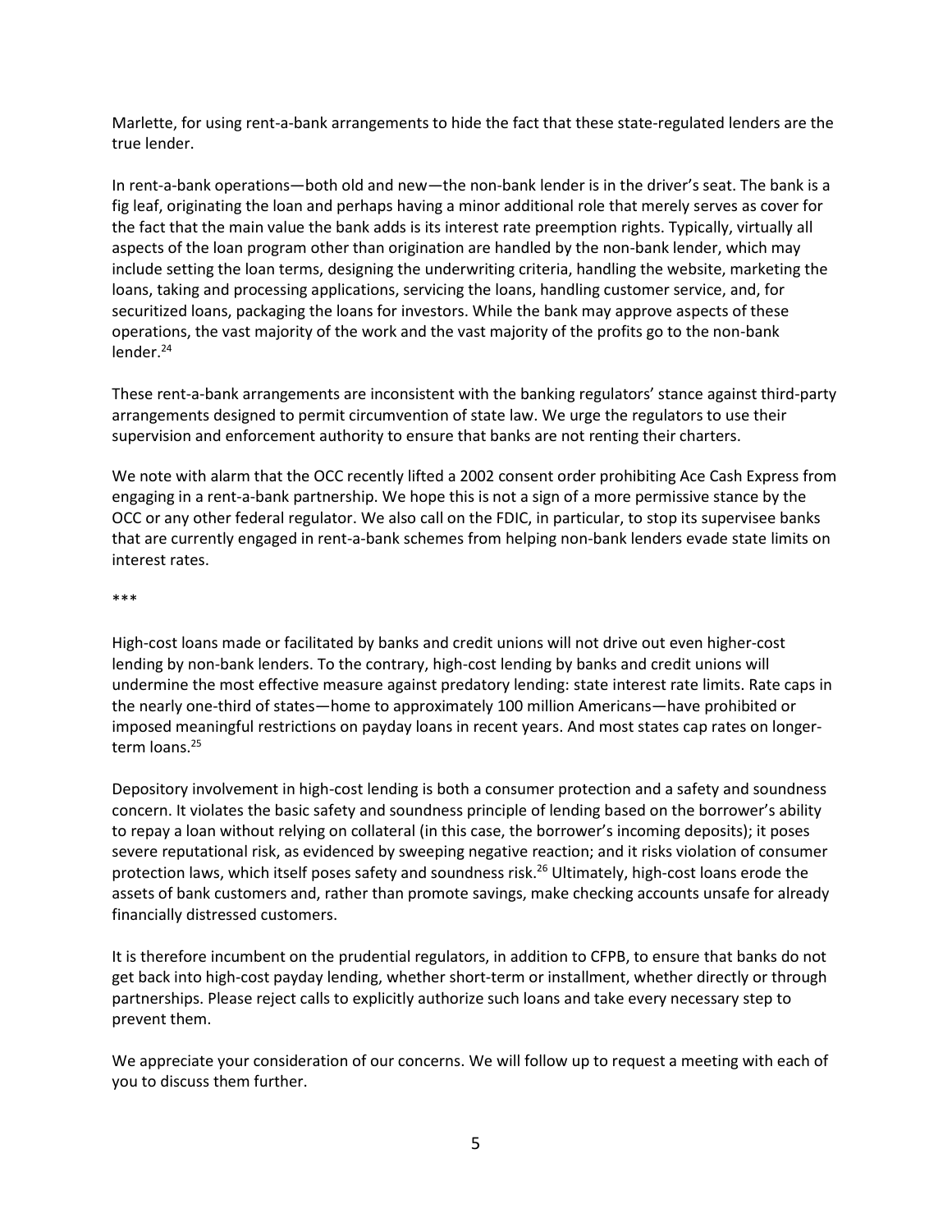Marlette, for using rent-a-bank arrangements to hide the fact that these state-regulated lenders are the true lender.

In rent-a-bank operations—both old and new—the non-bank lender is in the driver's seat. The bank is a fig leaf, originating the loan and perhaps having a minor additional role that merely serves as cover for the fact that the main value the bank adds is its interest rate preemption rights. Typically, virtually all aspects of the loan program other than origination are handled by the non-bank lender, which may include setting the loan terms, designing the underwriting criteria, handling the website, marketing the loans, taking and processing applications, servicing the loans, handling customer service, and, for securitized loans, packaging the loans for investors. While the bank may approve aspects of these operations, the vast majority of the work and the vast majority of the profits go to the non-bank lender.[24]

These rent-a-bank arrangements are inconsistent with the banking regulators' stance against third-party arrangements designed to permit circumvention of state law. We urge the regulators to use their supervision and enforcement authority to ensure that banks are not renting their charters.

We note with alarm that the OCC recently lifted a 2002 consent order prohibiting Ace Cash Express from engaging in a rent-a-bank partnership. We hope this is not a sign of a more permissive stance by the OCC or any other federal regulator. We also call on the FDIC, in particular, to stop its supervisee banks that are currently engaged in rent-a-bank schemes from helping non-bank lenders evade state limits on interest rates.

\*\*\*

High-cost loans made or facilitated by banks and credit unions will not drive out even higher-cost lending by non-bank lenders. To the contrary, high-cost lending by banks and credit unions will undermine the most effective measure against predatory lending: state interest rate limits. Rate caps in the nearly one-third of states—home to approximately 100 million Americans—have prohibited or imposed meaningful restrictions on payday loans in recent years. And most states cap rates on longer-term loans.[25]

Depository involvement in high-cost lending is both a consumer protection and a safety and soundness concern. It violates the basic safety and soundness principle of lending based on the borrower's ability to repay a loan without relying on collateral (in this case, the borrower's incoming deposits); it poses severe reputational risk, as evidenced by sweeping negative reaction; and it risks violation of consumer protection laws, which itself poses safety and soundness risk.[26] Ultimately, high-cost loans erode the assets of bank customers and, rather than promote savings, make checking accounts unsafe for already financially distressed customers.

It is therefore incumbent on the prudential regulators, in addition to CFPB, to ensure that banks do not get back into high-cost payday lending, whether short-term or installment, whether directly or through partnerships. Please reject calls to explicitly authorize such loans and take every necessary step to prevent them.

We appreciate your consideration of our concerns. We will follow up to request a meeting with each of you to discuss them further.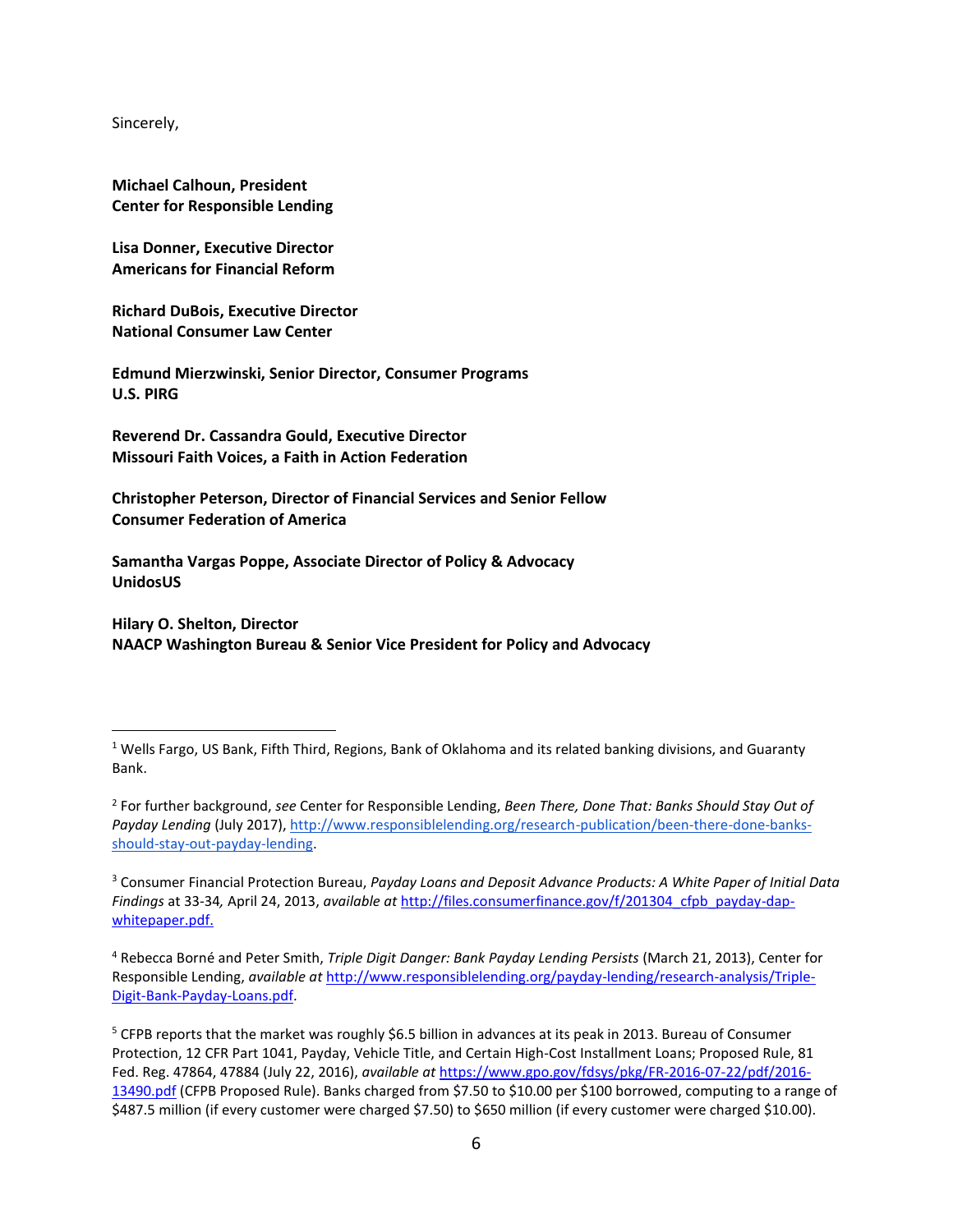Sincerely,

**Michael Calhoun, President**
**Center for Responsible Lending**

**Lisa Donner, Executive Director**
**Americans for Financial Reform**

**Richard DuBois, Executive Director**
**National Consumer Law Center**

**Edmund Mierzwinski, Senior Director, Consumer Programs**
**U.S. PIRG**

**Reverend Dr. Cassandra Gould, Executive Director**
**Missouri Faith Voices, a Faith in Action Federation**

**Christopher Peterson, Director of Financial Services and Senior Fellow**
**Consumer Federation of America**

**Samantha Vargas Poppe, Associate Director of Policy & Advocacy**
**UnidosUS**

**Hilary O. Shelton, Director**
**NAACP Washington Bureau & Senior Vice President for Policy and Advocacy**

---

[1] Wells Fargo, US Bank, Fifth Third, Regions, Bank of Oklahoma and its related banking divisions, and Guaranty Bank.

[2] For further background, *see* Center for Responsible Lending, *Been There, Done That: Banks Should Stay Out of Payday Lending* (July 2017), http://www.responsiblelending.org/research-publication/been-there-done-banks-should-stay-out-payday-lending.

[3] Consumer Financial Protection Bureau, *Payday Loans and Deposit Advance Products: A White Paper of Initial Data Findings* at 33-34*,* April 24, 2013, *available at* http://files.consumerfinance.gov/f/201304_cfpb_payday-dap-whitepaper.pdf.

[4] Rebecca Borné and Peter Smith, *Triple Digit Danger: Bank Payday Lending Persists* (March 21, 2013), Center for Responsible Lending, *available at* http://www.responsiblelending.org/payday-lending/research-analysis/Triple-Digit-Bank-Payday-Loans.pdf.

[5] CFPB reports that the market was roughly $6.5 billion in advances at its peak in 2013. Bureau of Consumer Protection, 12 CFR Part 1041, Payday, Vehicle Title, and Certain High-Cost Installment Loans; Proposed Rule, 81 Fed. Reg. 47864, 47884 (July 22, 2016), *available at* https://www.gpo.gov/fdsys/pkg/FR-2016-07-22/pdf/2016-13490.pdf (CFPB Proposed Rule). Banks charged from $7.50 to $10.00 per $100 borrowed, computing to a range of $487.5 million (if every customer were charged $7.50) to $650 million (if every customer were charged $10.00).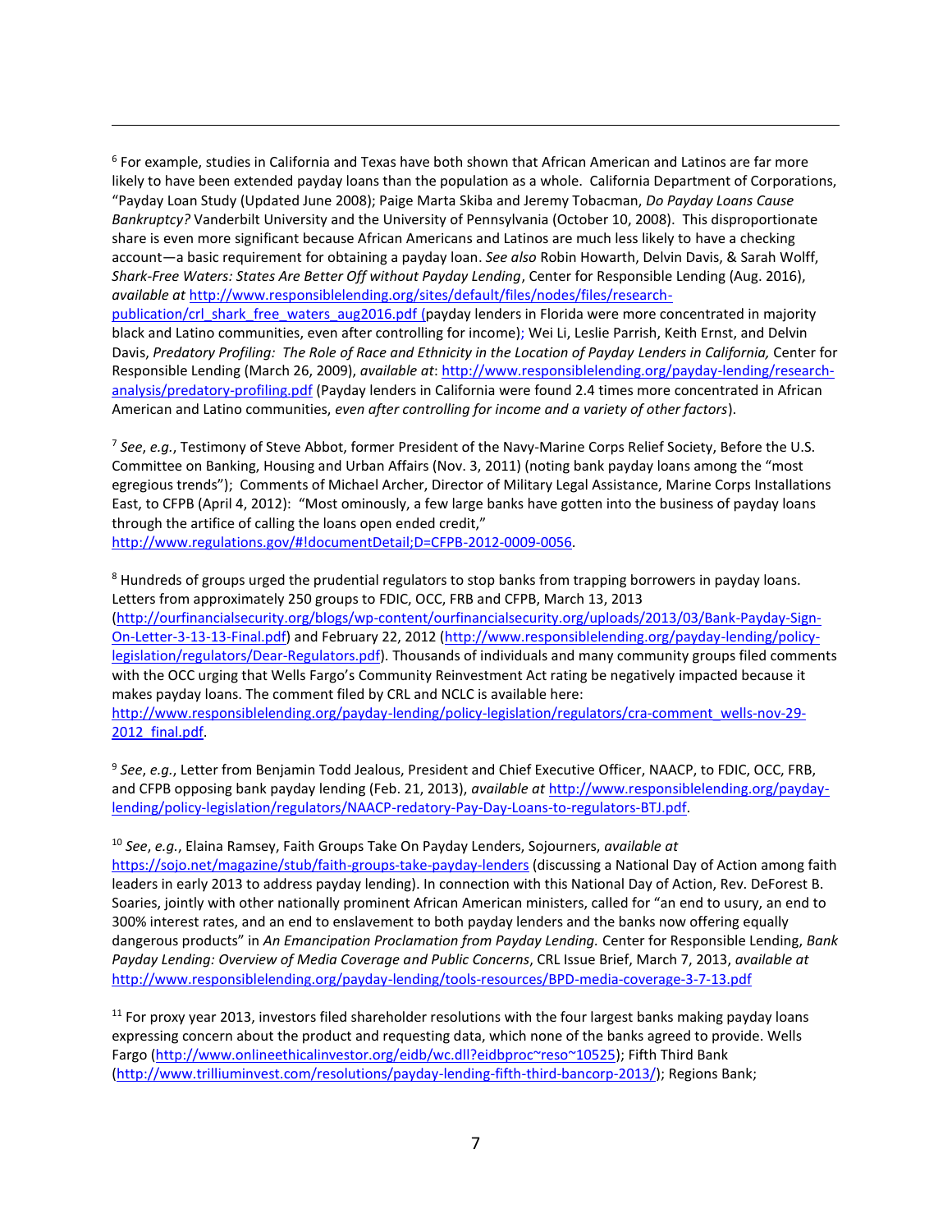[6] For example, studies in California and Texas have both shown that African American and Latinos are far more likely to have been extended payday loans than the population as a whole. California Department of Corporations, "Payday Loan Study (Updated June 2008); Paige Marta Skiba and Jeremy Tobacman, *Do Payday Loans Cause Bankruptcy?* Vanderbilt University and the University of Pennsylvania (October 10, 2008). This disproportionate share is even more significant because African Americans and Latinos are much less likely to have a checking account—a basic requirement for obtaining a payday loan. *See also* Robin Howarth, Delvin Davis, & Sarah Wolff, *Shark-Free Waters: States Are Better Off without Payday Lending*, Center for Responsible Lending (Aug. 2016), *available at* http://www.responsiblelending.org/sites/default/files/nodes/files/research-publication/crl_shark_free_waters_aug2016.pdf (payday lenders in Florida were more concentrated in majority black and Latino communities, even after controlling for income); Wei Li, Leslie Parrish, Keith Ernst, and Delvin Davis, *Predatory Profiling: The Role of Race and Ethnicity in the Location of Payday Lenders in California,* Center for Responsible Lending (March 26, 2009), *available at*: http://www.responsiblelending.org/payday-lending/research-analysis/predatory-profiling.pdf (Payday lenders in California were found 2.4 times more concentrated in African American and Latino communities, *even after controlling for income and a variety of other factors*).

[7] *See*, *e.g.*, Testimony of Steve Abbot, former President of the Navy-Marine Corps Relief Society, Before the U.S. Committee on Banking, Housing and Urban Affairs (Nov. 3, 2011) (noting bank payday loans among the "most egregious trends"); Comments of Michael Archer, Director of Military Legal Assistance, Marine Corps Installations East, to CFPB (April 4, 2012): "Most ominously, a few large banks have gotten into the business of payday loans through the artifice of calling the loans open ended credit," http://www.regulations.gov/#!documentDetail;D=CFPB-2012-0009-0056.

[8] Hundreds of groups urged the prudential regulators to stop banks from trapping borrowers in payday loans. Letters from approximately 250 groups to FDIC, OCC, FRB and CFPB, March 13, 2013 (http://ourfinancialsecurity.org/blogs/wp-content/ourfinancialsecurity.org/uploads/2013/03/Bank-Payday-Sign-On-Letter-3-13-13-Final.pdf) and February 22, 2012 (http://www.responsiblelending.org/payday-lending/policy-legislation/regulators/Dear-Regulators.pdf). Thousands of individuals and many community groups filed comments with the OCC urging that Wells Fargo's Community Reinvestment Act rating be negatively impacted because it makes payday loans. The comment filed by CRL and NCLC is available here: http://www.responsiblelending.org/payday-lending/policy-legislation/regulators/cra-comment_wells-nov-29-2012_final.pdf.

[9] *See*, *e.g.*, Letter from Benjamin Todd Jealous, President and Chief Executive Officer, NAACP, to FDIC, OCC, FRB, and CFPB opposing bank payday lending (Feb. 21, 2013), *available at* http://www.responsiblelending.org/payday-lending/policy-legislation/regulators/NAACP-redatory-Pay-Day-Loans-to-regulators-BTJ.pdf.

[10] *See*, *e.g.*, Elaina Ramsey, Faith Groups Take On Payday Lenders, Sojourners, *available at* https://sojo.net/magazine/stub/faith-groups-take-payday-lenders (discussing a National Day of Action among faith leaders in early 2013 to address payday lending). In connection with this National Day of Action, Rev. DeForest B. Soaries, jointly with other nationally prominent African American ministers, called for "an end to usury, an end to 300% interest rates, and an end to enslavement to both payday lenders and the banks now offering equally dangerous products" in *An Emancipation Proclamation from Payday Lending.* Center for Responsible Lending, *Bank Payday Lending: Overview of Media Coverage and Public Concerns*, CRL Issue Brief, March 7, 2013, *available at* http://www.responsiblelending.org/payday-lending/tools-resources/BPD-media-coverage-3-7-13.pdf

[11] For proxy year 2013, investors filed shareholder resolutions with the four largest banks making payday loans expressing concern about the product and requesting data, which none of the banks agreed to provide. Wells Fargo (http://www.onlineethicalinvestor.org/eidb/wc.dll?eidbproc~reso~10525); Fifth Third Bank (http://www.trilliuminvest.com/resolutions/payday-lending-fifth-third-bancorp-2013/); Regions Bank;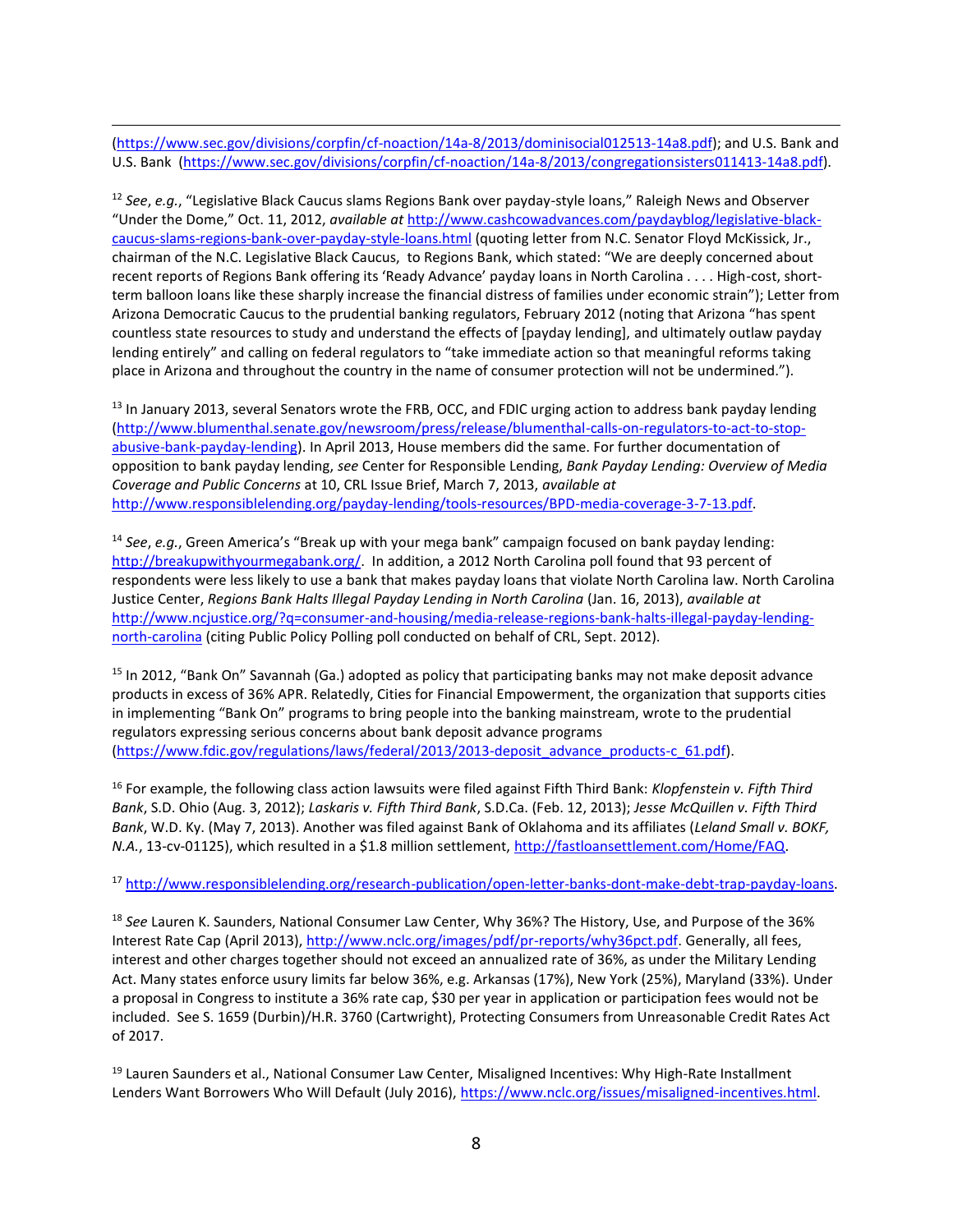(https://www.sec.gov/divisions/corpfin/cf-noaction/14a-8/2013/dominisocial012513-14a8.pdf); and U.S. Bank and U.S. Bank (https://www.sec.gov/divisions/corpfin/cf-noaction/14a-8/2013/congregationsisters011413-14a8.pdf).

[12] *See*, *e.g.*, "Legislative Black Caucus slams Regions Bank over payday-style loans," Raleigh News and Observer "Under the Dome," Oct. 11, 2012, *available at* http://www.cashcowadvances.com/paydayblog/legislative-black-caucus-slams-regions-bank-over-payday-style-loans.html (quoting letter from N.C. Senator Floyd McKissick, Jr., chairman of the N.C. Legislative Black Caucus, to Regions Bank, which stated: "We are deeply concerned about recent reports of Regions Bank offering its 'Ready Advance' payday loans in North Carolina . . . . High-cost, short-term balloon loans like these sharply increase the financial distress of families under economic strain"); Letter from Arizona Democratic Caucus to the prudential banking regulators, February 2012 (noting that Arizona "has spent countless state resources to study and understand the effects of [payday lending], and ultimately outlaw payday lending entirely" and calling on federal regulators to "take immediate action so that meaningful reforms taking place in Arizona and throughout the country in the name of consumer protection will not be undermined.").

[13] In January 2013, several Senators wrote the FRB, OCC, and FDIC urging action to address bank payday lending (http://www.blumenthal.senate.gov/newsroom/press/release/blumenthal-calls-on-regulators-to-act-to-stop-abusive-bank-payday-lending). In April 2013, House members did the same. For further documentation of opposition to bank payday lending, *see* Center for Responsible Lending, *Bank Payday Lending: Overview of Media Coverage and Public Concerns* at 10, CRL Issue Brief, March 7, 2013, *available at* http://www.responsiblelending.org/payday-lending/tools-resources/BPD-media-coverage-3-7-13.pdf.

[14] *See*, *e.g.*, Green America's "Break up with your mega bank" campaign focused on bank payday lending: http://breakupwithyourmegabank.org/. In addition, a 2012 North Carolina poll found that 93 percent of respondents were less likely to use a bank that makes payday loans that violate North Carolina law. North Carolina Justice Center, *Regions Bank Halts Illegal Payday Lending in North Carolina* (Jan. 16, 2013), *available at* http://www.ncjustice.org/?q=consumer-and-housing/media-release-regions-bank-halts-illegal-payday-lending-north-carolina (citing Public Policy Polling poll conducted on behalf of CRL, Sept. 2012).

[15] In 2012, "Bank On" Savannah (Ga.) adopted as policy that participating banks may not make deposit advance products in excess of 36% APR. Relatedly, Cities for Financial Empowerment, the organization that supports cities in implementing "Bank On" programs to bring people into the banking mainstream, wrote to the prudential regulators expressing serious concerns about bank deposit advance programs (https://www.fdic.gov/regulations/laws/federal/2013/2013-deposit_advance_products-c_61.pdf).

[16] For example, the following class action lawsuits were filed against Fifth Third Bank: *Klopfenstein v. Fifth Third Bank*, S.D. Ohio (Aug. 3, 2012); *Laskaris v. Fifth Third Bank*, S.D.Ca. (Feb. 12, 2013); *Jesse McQuillen v. Fifth Third Bank*, W.D. Ky. (May 7, 2013). Another was filed against Bank of Oklahoma and its affiliates (*Leland Small v. BOKF, N.A.*, 13-cv-01125), which resulted in a $1.8 million settlement, http://fastloansettlement.com/Home/FAQ.

[17] http://www.responsiblelending.org/research-publication/open-letter-banks-dont-make-debt-trap-payday-loans.

[18] *See* Lauren K. Saunders, National Consumer Law Center, Why 36%? The History, Use, and Purpose of the 36% Interest Rate Cap (April 2013), http://www.nclc.org/images/pdf/pr-reports/why36pct.pdf. Generally, all fees, interest and other charges together should not exceed an annualized rate of 36%, as under the Military Lending Act. Many states enforce usury limits far below 36%, e.g. Arkansas (17%), New York (25%), Maryland (33%). Under a proposal in Congress to institute a 36% rate cap, $30 per year in application or participation fees would not be included. See S. 1659 (Durbin)/H.R. 3760 (Cartwright), Protecting Consumers from Unreasonable Credit Rates Act of 2017.

[19] Lauren Saunders et al., National Consumer Law Center, Misaligned Incentives: Why High-Rate Installment Lenders Want Borrowers Who Will Default (July 2016), https://www.nclc.org/issues/misaligned-incentives.html.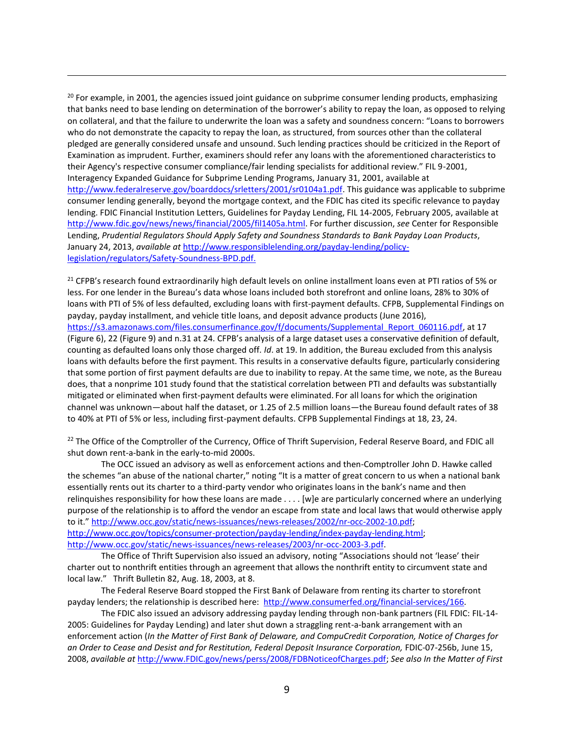[20] For example, in 2001, the agencies issued joint guidance on subprime consumer lending products, emphasizing that banks need to base lending on determination of the borrower's ability to repay the loan, as opposed to relying on collateral, and that the failure to underwrite the loan was a safety and soundness concern: "Loans to borrowers who do not demonstrate the capacity to repay the loan, as structured, from sources other than the collateral pledged are generally considered unsafe and unsound. Such lending practices should be criticized in the Report of Examination as imprudent. Further, examiners should refer any loans with the aforementioned characteristics to their Agency's respective consumer compliance/fair lending specialists for additional review." FIL 9-2001, Interagency Expanded Guidance for Subprime Lending Programs, January 31, 2001, available at http://www.federalreserve.gov/boarddocs/srletters/2001/sr0104a1.pdf. This guidance was applicable to subprime consumer lending generally, beyond the mortgage context, and the FDIC has cited its specific relevance to payday lending. FDIC Financial Institution Letters, Guidelines for Payday Lending, FIL 14-2005, February 2005, available at http://www.fdic.gov/news/news/financial/2005/fil1405a.html. For further discussion, *see* Center for Responsible Lending, *Prudential Regulators Should Apply Safety and Soundness Standards to Bank Payday Loan Products*, January 24, 2013, *available at* http://www.responsiblelending.org/payday-lending/policy-legislation/regulators/Safety-Soundness-BPD.pdf.

[21] CFPB's research found extraordinarily high default levels on online installment loans even at PTI ratios of 5% or less. For one lender in the Bureau's data whose loans included both storefront and online loans, 28% to 30% of loans with PTI of 5% of less defaulted, excluding loans with first-payment defaults. CFPB, Supplemental Findings on payday, payday installment, and vehicle title loans, and deposit advance products (June 2016), https://s3.amazonaws.com/files.consumerfinance.gov/f/documents/Supplemental_Report_060116.pdf, at 17 (Figure 6), 22 (Figure 9) and n.31 at 24. CFPB's analysis of a large dataset uses a conservative definition of default, counting as defaulted loans only those charged off. *Id*. at 19. In addition, the Bureau excluded from this analysis loans with defaults before the first payment. This results in a conservative defaults figure, particularly considering that some portion of first payment defaults are due to inability to repay. At the same time, we note, as the Bureau does, that a nonprime 101 study found that the statistical correlation between PTI and defaults was substantially mitigated or eliminated when first-payment defaults were eliminated. For all loans for which the origination channel was unknown—about half the dataset, or 1.25 of 2.5 million loans—the Bureau found default rates of 38 to 40% at PTI of 5% or less, including first-payment defaults. CFPB Supplemental Findings at 18, 23, 24.

[22] The Office of the Comptroller of the Currency, Office of Thrift Supervision, Federal Reserve Board, and FDIC all shut down rent-a-bank in the early-to-mid 2000s.

The OCC issued an advisory as well as enforcement actions and then-Comptroller John D. Hawke called the schemes "an abuse of the national charter," noting "It is a matter of great concern to us when a national bank essentially rents out its charter to a third-party vendor who originates loans in the bank's name and then relinquishes responsibility for how these loans are made . . . . [w]e are particularly concerned where an underlying purpose of the relationship is to afford the vendor an escape from state and local laws that would otherwise apply to it." http://www.occ.gov/static/news-issuances/news-releases/2002/nr-occ-2002-10.pdf; http://www.occ.gov/topics/consumer-protection/payday-lending/index-payday-lending.html; http://www.occ.gov/static/news-issuances/news-releases/2003/nr-occ-2003-3.pdf.

The Office of Thrift Supervision also issued an advisory, noting "Associations should not 'lease' their charter out to nonthrift entities through an agreement that allows the nonthrift entity to circumvent state and local law." Thrift Bulletin 82, Aug. 18, 2003, at 8.

The Federal Reserve Board stopped the First Bank of Delaware from renting its charter to storefront payday lenders; the relationship is described here: http://www.consumerfed.org/financial-services/166.

The FDIC also issued an advisory addressing payday lending through non-bank partners (FIL FDIC: FIL-14-2005: Guidelines for Payday Lending) and later shut down a straggling rent-a-bank arrangement with an enforcement action (*In the Matter of First Bank of Delaware, and CompuCredit Corporation, Notice of Charges for an Order to Cease and Desist and for Restitution, Federal Deposit Insurance Corporation,* FDIC-07-256b, June 15, 2008, *available at* http://www.FDIC.gov/news/perss/2008/FDBNoticeofCharges.pdf; *See also In the Matter of First*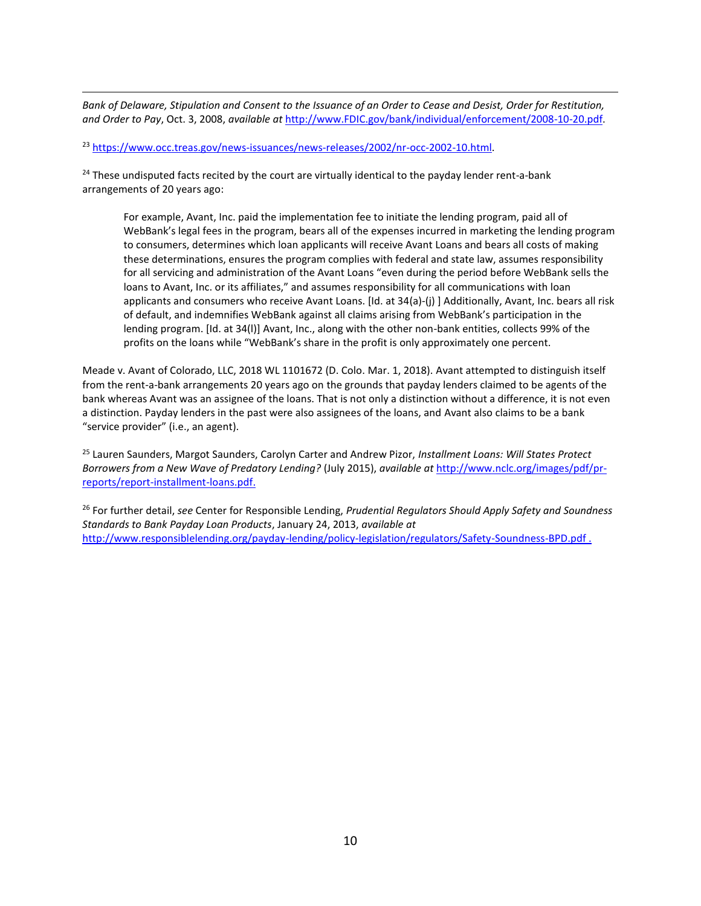*Bank of Delaware, Stipulation and Consent to the Issuance of an Order to Cease and Desist, Order for Restitution, and Order to Pay*, Oct. 3, 2008, *available at* http://www.FDIC.gov/bank/individual/enforcement/2008-10-20.pdf.

[23] https://www.occ.treas.gov/news-issuances/news-releases/2002/nr-occ-2002-10.html.

[24] These undisputed facts recited by the court are virtually identical to the payday lender rent-a-bank arrangements of 20 years ago:

> For example, Avant, Inc. paid the implementation fee to initiate the lending program, paid all of WebBank's legal fees in the program, bears all of the expenses incurred in marketing the lending program to consumers, determines which loan applicants will receive Avant Loans and bears all costs of making these determinations, ensures the program complies with federal and state law, assumes responsibility for all servicing and administration of the Avant Loans "even during the period before WebBank sells the loans to Avant, Inc. or its affiliates," and assumes responsibility for all communications with loan applicants and consumers who receive Avant Loans. [Id. at 34(a)-(j) ] Additionally, Avant, Inc. bears all risk of default, and indemnifies WebBank against all claims arising from WebBank's participation in the lending program. [Id. at 34(l)] Avant, Inc., along with the other non-bank entities, collects 99% of the profits on the loans while "WebBank's share in the profit is only approximately one percent.

Meade v. Avant of Colorado, LLC, 2018 WL 1101672 (D. Colo. Mar. 1, 2018). Avant attempted to distinguish itself from the rent-a-bank arrangements 20 years ago on the grounds that payday lenders claimed to be agents of the bank whereas Avant was an assignee of the loans. That is not only a distinction without a difference, it is not even a distinction. Payday lenders in the past were also assignees of the loans, and Avant also claims to be a bank "service provider" (i.e., an agent).

[25] Lauren Saunders, Margot Saunders, Carolyn Carter and Andrew Pizor, *Installment Loans: Will States Protect Borrowers from a New Wave of Predatory Lending?* (July 2015), *available at* http://www.nclc.org/images/pdf/pr-reports/report-installment-loans.pdf.

[26] For further detail, *see* Center for Responsible Lending, *Prudential Regulators Should Apply Safety and Soundness Standards to Bank Payday Loan Products*, January 24, 2013, *available at* http://www.responsiblelending.org/payday-lending/policy-legislation/regulators/Safety-Soundness-BPD.pdf .